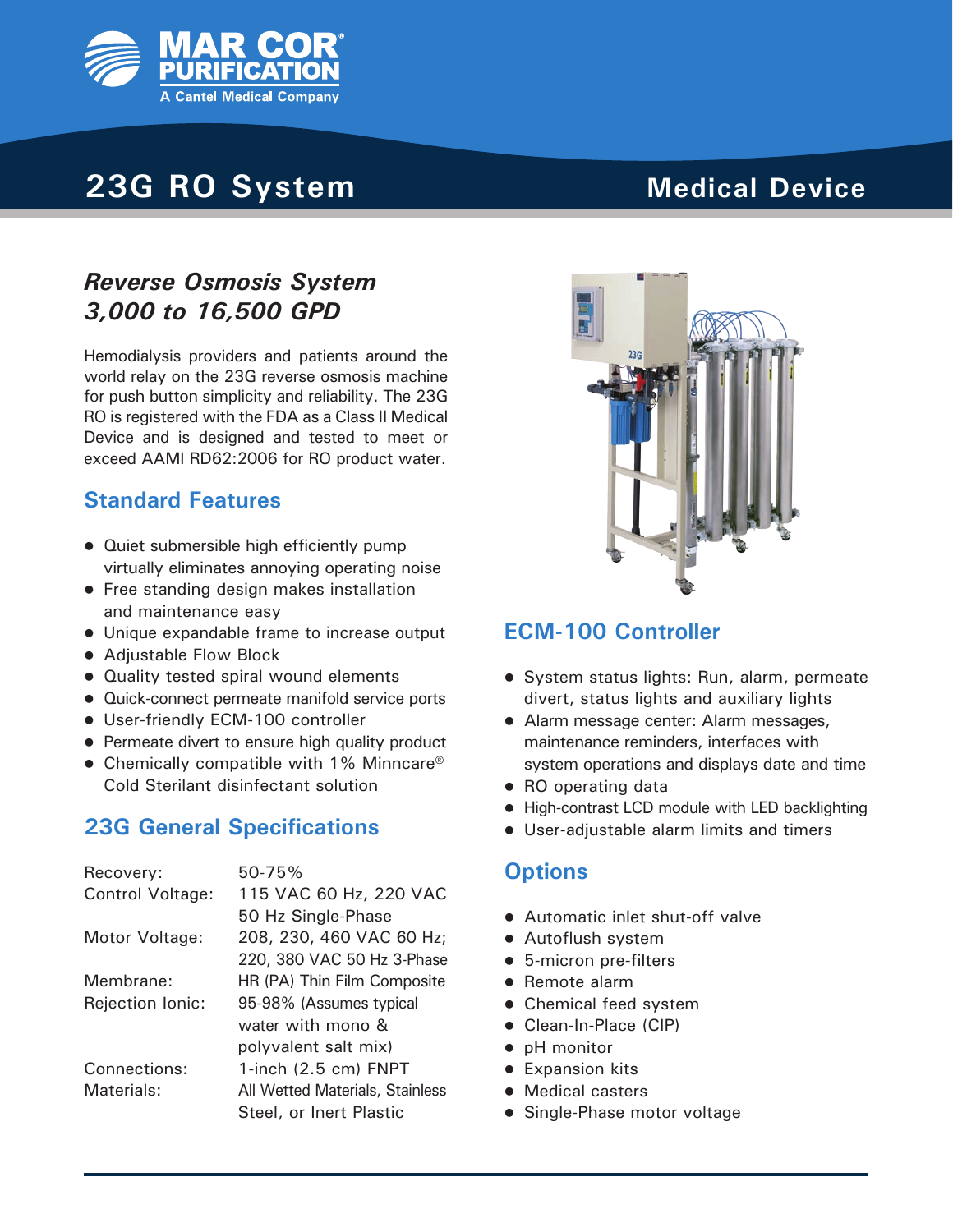MAR COR® PURIFICATION
A Cantel Medical Company

# 23G RO System

## Medical Device

### *Reverse Osmosis System 3,000 to 16,500 GPD*

Hemodialysis providers and patients around the world relay on the 23G reverse osmosis machine for push button simplicity and reliability. The 23G RO is registered with the FDA as a Class II Medical Device and is designed and tested to meet or exceed AAMI RD62:2006 for RO product water.

## Standard Features

- Quiet submersible high efficiently pump virtually eliminates annoying operating noise
- Free standing design makes installation and maintenance easy
- Unique expandable frame to increase output
- Adjustable Flow Block
- Quality tested spiral wound elements
- Quick-connect permeate manifold service ports
- User-friendly ECM-100 controller
- Permeate divert to ensure high quality product
- Chemically compatible with 1% Minncare® Cold Sterilant disinfectant solution

## 23G General Specifications

| | |
|---|---|
| Recovery: | 50-75% |
| Control Voltage: | 115 VAC 60 Hz, 220 VAC 50 Hz Single-Phase |
| Motor Voltage: | 208, 230, 460 VAC 60 Hz; 220, 380 VAC 50 Hz 3-Phase |
| Membrane: | HR (PA) Thin Film Composite |
| Rejection Ionic: | 95-98% (Assumes typical water with mono & polyvalent salt mix) |
| Connections: | 1-inch (2.5 cm) FNPT |
| Materials: | All Wetted Materials, Stainless Steel, or Inert Plastic |

## ECM-100 Controller

- System status lights: Run, alarm, permeate divert, status lights and auxiliary lights
- Alarm message center: Alarm messages, maintenance reminders, interfaces with system operations and displays date and time
- RO operating data
- High-contrast LCD module with LED backlighting
- User-adjustable alarm limits and timers

## Options

- Automatic inlet shut-off valve
- Autoflush system
- 5-micron pre-filters
- Remote alarm
- Chemical feed system
- Clean-In-Place (CIP)
- pH monitor
- Expansion kits
- Medical casters
- Single-Phase motor voltage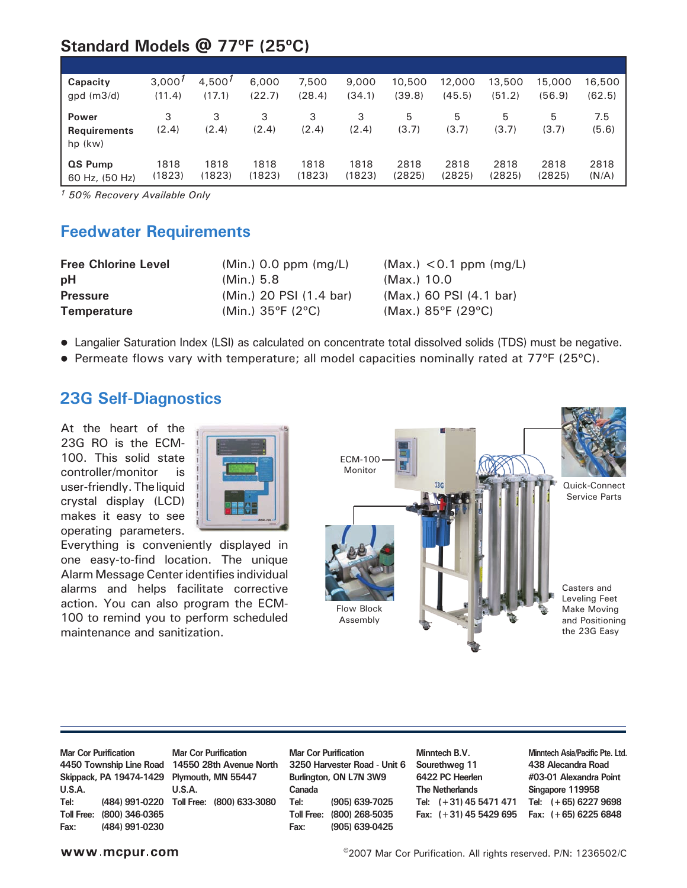## Standard Models @ 77ºF (25ºC)

| | | | | | | | | | | |
|---|---|---|---|---|---|---|---|---|---|---|
| **Capacity** gpd (m3/d) | 3,000[1] (11.4) | 4,500[1] (17.1) | 6,000 (22.7) | 7,500 (28.4) | 9,000 (34.1) | 10,500 (39.8) | 12,000 (45.5) | 13,500 (51.2) | 15,000 (56.9) | 16,500 (62.5) |
| **Power Requirements** hp (kw) | 3 (2.4) | 3 (2.4) | 3 (2.4) | 3 (2.4) | 3 (2.4) | 5 (3.7) | 5 (3.7) | 5 (3.7) | 5 (3.7) | 7.5 (5.6) |
| **QS Pump** 60 Hz, (50 Hz) | 1818 (1823) | 1818 (1823) | 1818 (1823) | 1818 (1823) | 1818 (1823) | 2818 (2825) | 2818 (2825) | 2818 (2825) | 2818 (2825) | 2818 (N/A) |

[1] *50% Recovery Available Only*

## Feedwater Requirements

| | | |
|---|---|---|
| **Free Chlorine Level** | (Min.) 0.0 ppm (mg/L) | (Max.) <0.1 ppm (mg/L) |
| **pH** | (Min.) 5.8 | (Max.) 10.0 |
| **Pressure** | (Min.) 20 PSI (1.4 bar) | (Max.) 60 PSI (4.1 bar) |
| **Temperature** | (Min.) 35ºF (2ºC) | (Max.) 85ºF (29ºC) |

- Langalier Saturation Index (LSI) as calculated on concentrate total dissolved solids (TDS) must be negative.
- Permeate flows vary with temperature; all model capacities nominally rated at 77ºF (25ºC).

## 23G Self-Diagnostics

At the heart of the 23G RO is the ECM-100. This solid state controller/monitor is user-friendly. The liquid crystal display (LCD) makes it easy to see operating parameters. Everything is conveniently displayed in one easy-to-find location. The unique Alarm Message Center identifies individual alarms and helps facilitate corrective action. You can also program the ECM-100 to remind you to perform scheduled maintenance and sanitization.

ECM-100 Monitor

Quick-Connect Service Parts

Flow Block Assembly

Casters and Leveling Feet Make Moving and Positioning the 23G Easy

**Mar Cor Purification**
4450 Township Line Road
Skippack, PA 19474-1429
U.S.A.
Tel: (484) 991-0220
Toll Free: (800) 346-0365
Fax: (484) 991-0230

**Mar Cor Purification**
14550 28th Avenue North
Plymouth, MN 55447
U.S.A.
Toll Free: (800) 633-3080

**Mar Cor Purification**
3250 Harvester Road - Unit 6
Burlington, ON L7N 3W9
Canada
Tel: (905) 639-7025
Toll Free: (800) 268-5035
Fax: (905) 639-0425

**Minntech B.V.**
Sourethweg 11
6422 PC Heerlen
The Netherlands
Tel: (+31) 45 5471 471
Fax: (+31) 45 5429 695

**Minntech Asia/Pacific Pte. Ltd.**
438 Alecandra Road
#03-01 Alexandra Point
Singapore 119958
Tel: (+65) 6227 9698
Fax: (+65) 6225 6848

**www.mcpur.com**

©2007 Mar Cor Purification. All rights reserved. P/N: 1236502/C